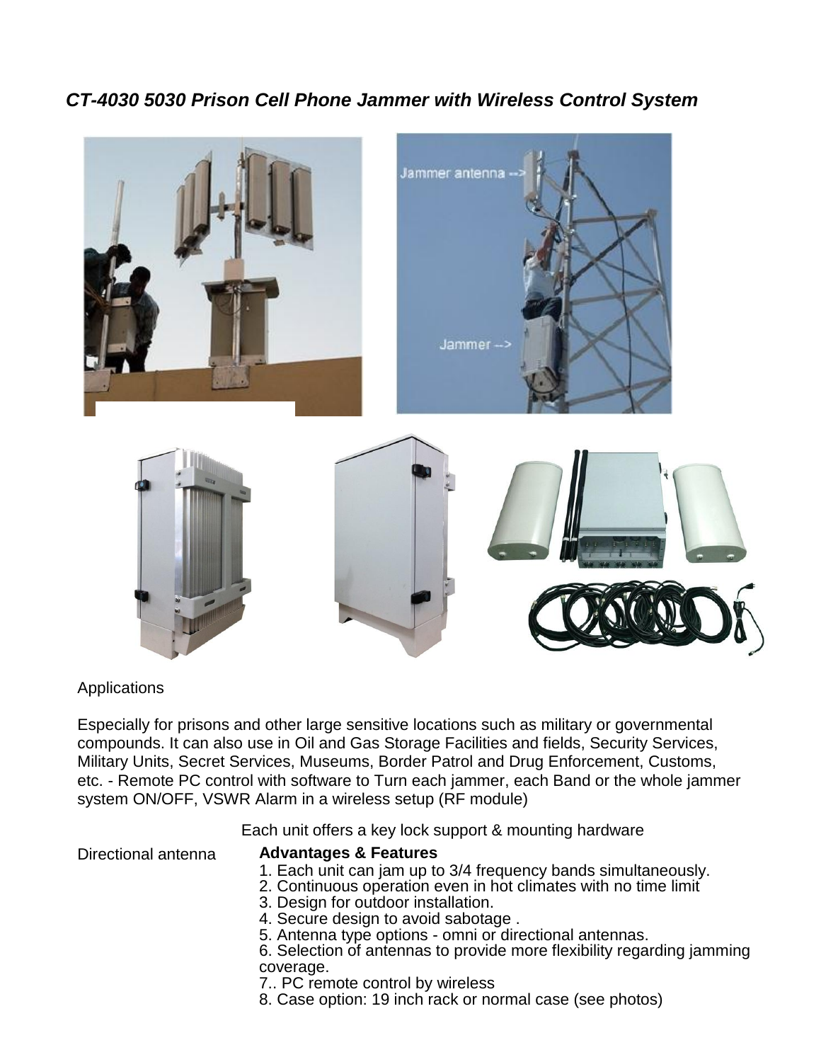## *CT-4030 5030 Prison Cell Phone Jammer with Wireless Control System*

Applications

Especially for prisons and other large sensitive locations such as military or governmental compounds. It can also use in Oil and Gas Storage Facilities and fields, Security Services, Military Units, Secret Services, Museums, Border Patrol and Drug Enforcement, Customs, etc. - Remote PC control with software to Turn each jammer, each Band or the whole jammer system ON/OFF, VSWR Alarm in a wireless setup (RF module)

Each unit offers a key lock support & mounting hardware

Directional antenna

**Advantages & Features**

1. Each unit can jam up to 3/4 frequency bands simultaneously.
2. Continuous operation even in hot climates with no time limit
3. Design for outdoor installation.
4. Secure design to avoid sabotage .
5. Antenna type options - omni or directional antennas.
6. Selection of antennas to provide more flexibility regarding jamming coverage.
7.. PC remote control by wireless
8. Case option: 19 inch rack or normal case (see photos)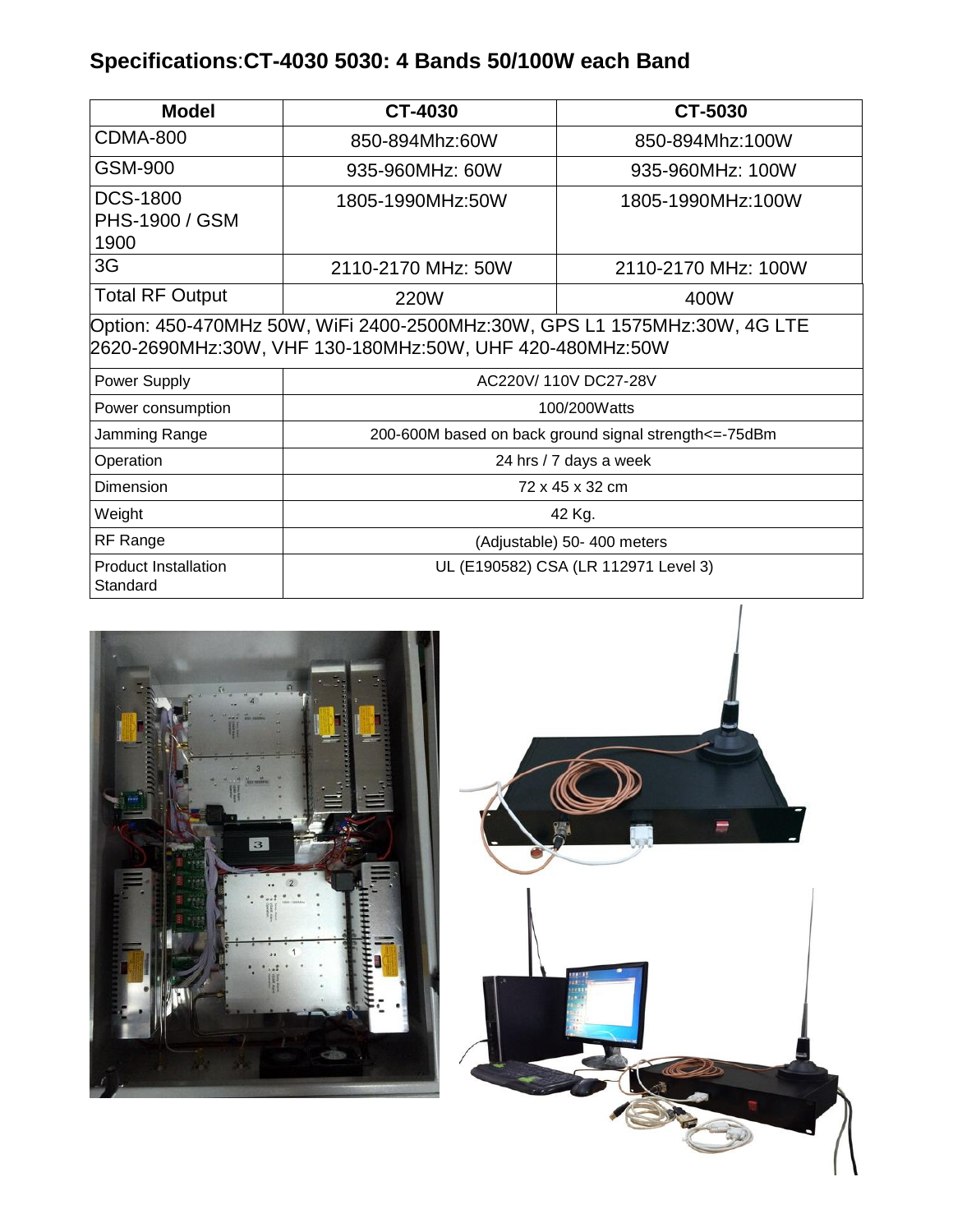# Specifications:CT-4030 5030: 4 Bands 50/100W each Band

| Model | CT-4030 | CT-5030 |
|---|---|---|
| CDMA-800 | 850-894Mhz:60W | 850-894Mhz:100W |
| GSM-900 | 935-960MHz: 60W | 935-960MHz: 100W |
| DCS-1800 PHS-1900 / GSM 1900 | 1805-1990MHz:50W | 1805-1990MHz:100W |
| 3G | 2110-2170 MHz: 50W | 2110-2170 MHz: 100W |
| Total RF Output | 220W | 400W |
| Option: 450-470MHz 50W, WiFi 2400-2500MHz:30W, GPS L1 1575MHz:30W, 4G LTE 2620-2690MHz:30W, VHF 130-180MHz:50W, UHF 420-480MHz:50W | | |
| Power Supply | AC220V/ 110V DC27-28V | |
| Power consumption | 100/200Watts | |
| Jamming Range | 200-600M based on back ground signal strength<=-75dBm | |
| Operation | 24 hrs / 7 days a week | |
| Dimension | 72 x 45 x 32 cm | |
| Weight | 42 Kg. | |
| RF Range | (Adjustable) 50- 400 meters | |
| Product Installation Standard | UL (E190582) CSA (LR 112971 Level 3) | |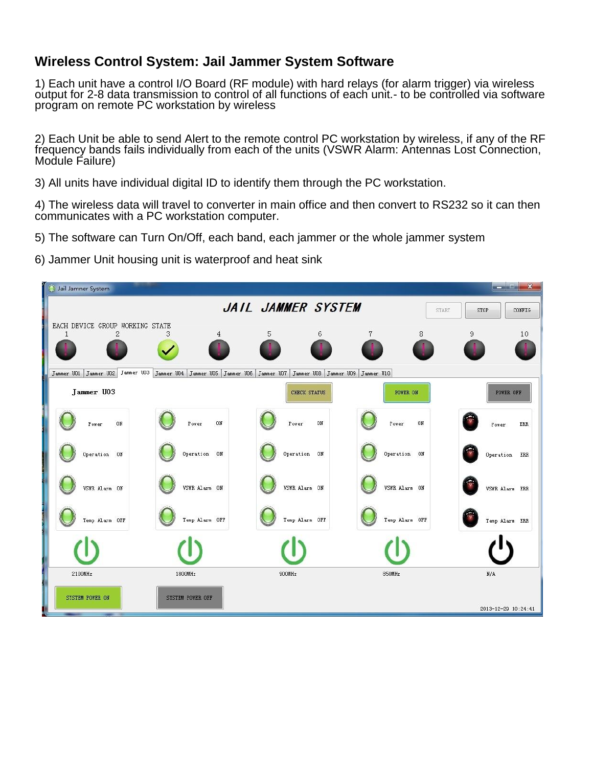## Wireless Control System: Jail Jammer System Software

1) Each unit have a control I/O Board (RF module) with hard relays (for alarm trigger) via wireless output for 2-8 data transmission to control of all functions of each unit.- to be controlled via software program on remote PC workstation by wireless

2) Each Unit be able to send Alert to the remote control PC workstation by wireless, if any of the RF frequency bands fails individually from each of the units (VSWR Alarm: Antennas Lost Connection, Module Failure)

3) All units have individual digital ID to identify them through the PC workstation.

4) The wireless data will travel to converter in main office and then convert to RS232 so it can then communicates with a PC workstation computer.

5) The software can Turn On/Off, each band, each jammer or the whole jammer system

6) Jammer Unit housing unit is waterproof and heat sink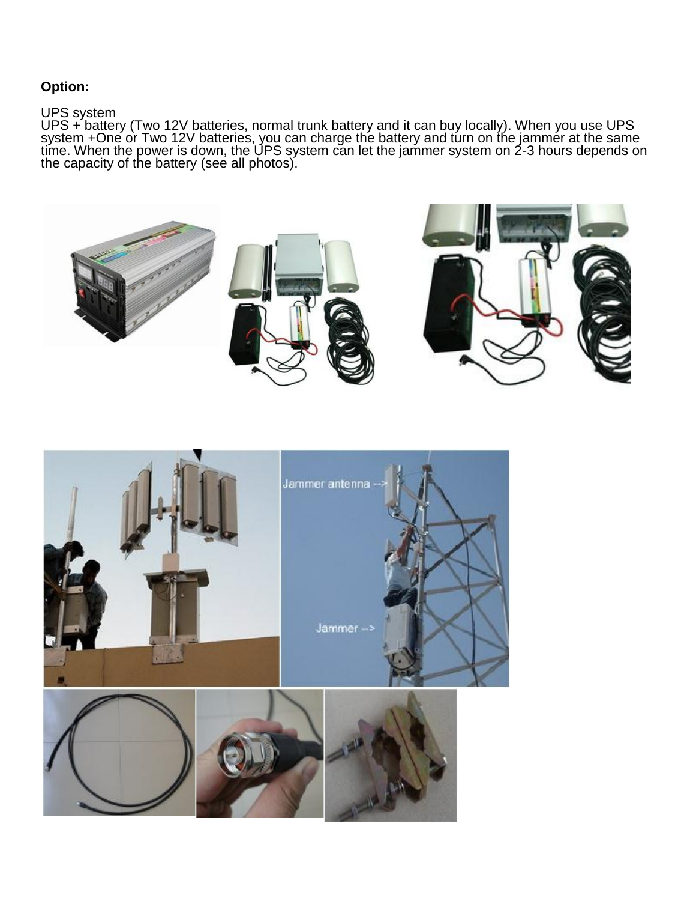**Option:**

UPS system
UPS + battery (Two 12V batteries, normal trunk battery and it can buy locally). When you use UPS system +One or Two 12V batteries, you can charge the battery and turn on the jammer at the same time. When the power is down, the UPS system can let the jammer system on 2-3 hours depends on the capacity of the battery (see all photos).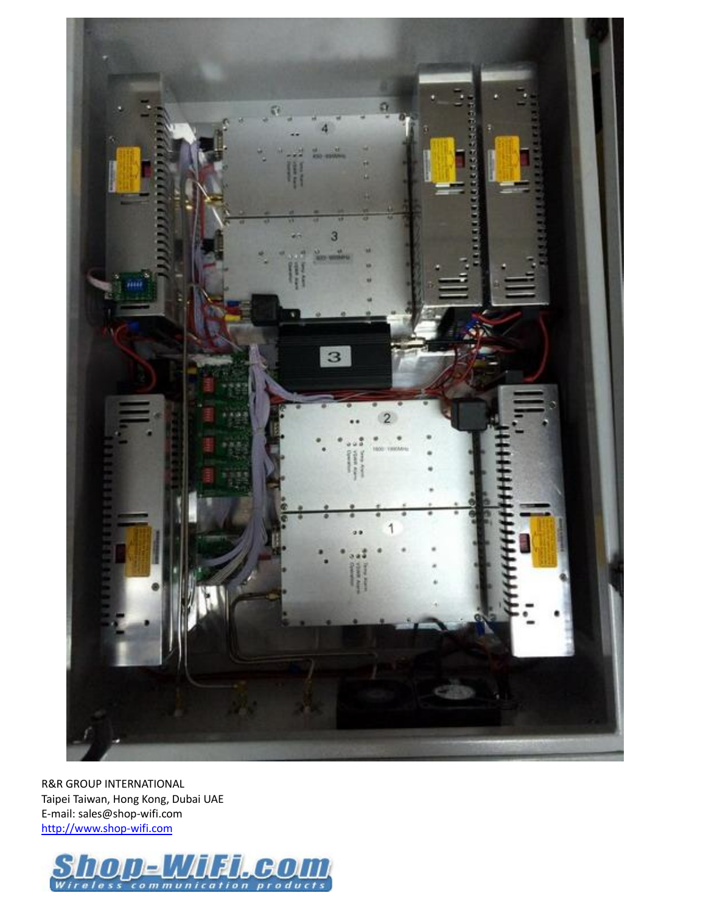R&R GROUP INTERNATIONAL
Taipei Taiwan, Hong Kong, Dubai UAE
E-mail: sales@shop-wifi.com
http://www.shop-wifi.com